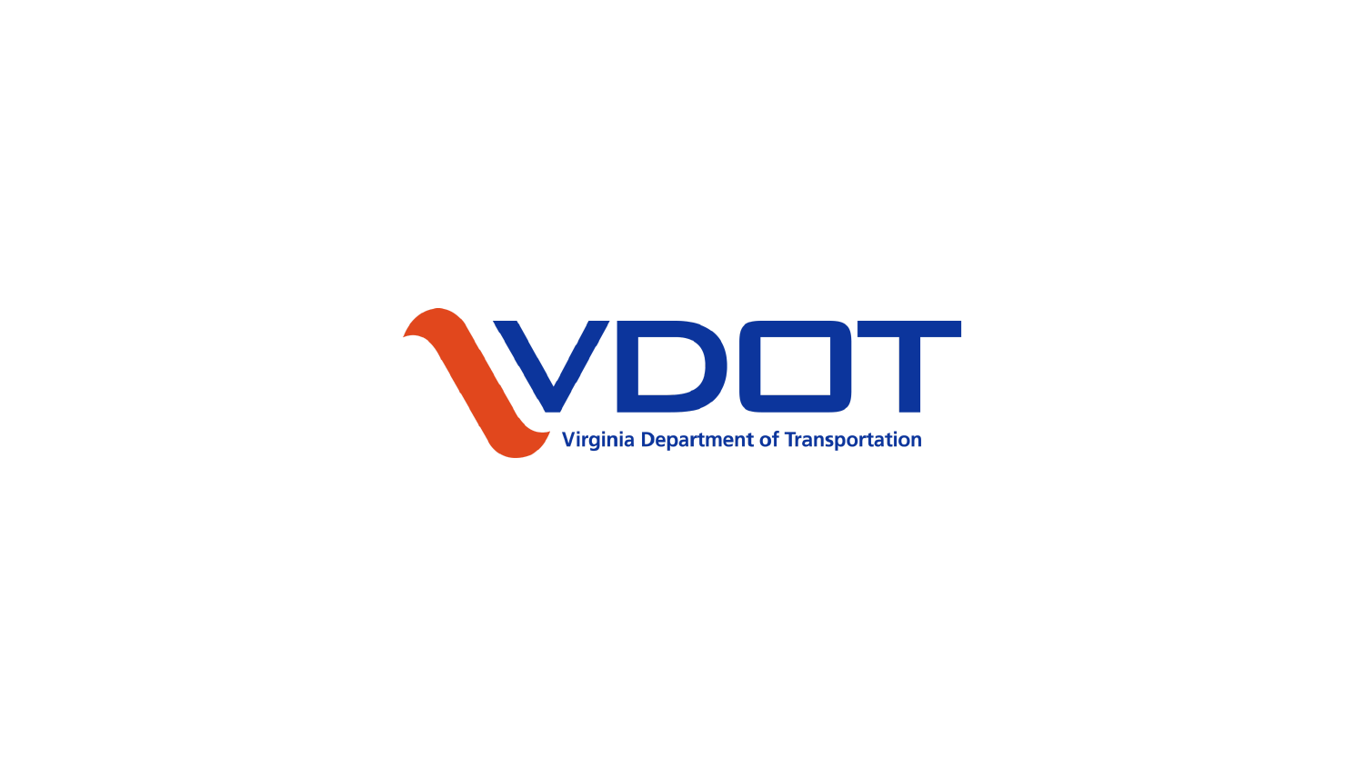VDOT

Virginia Department of Transportation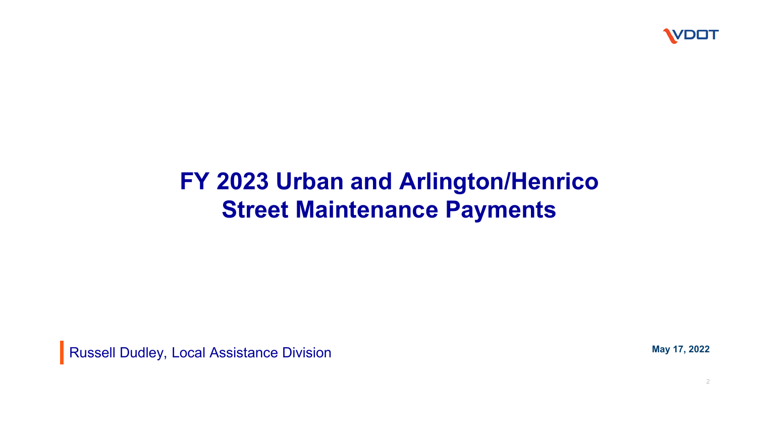# FY 2023 Urban and Arlington/Henrico Street Maintenance Payments

Russell Dudley, Local Assistance Division

May 17, 2022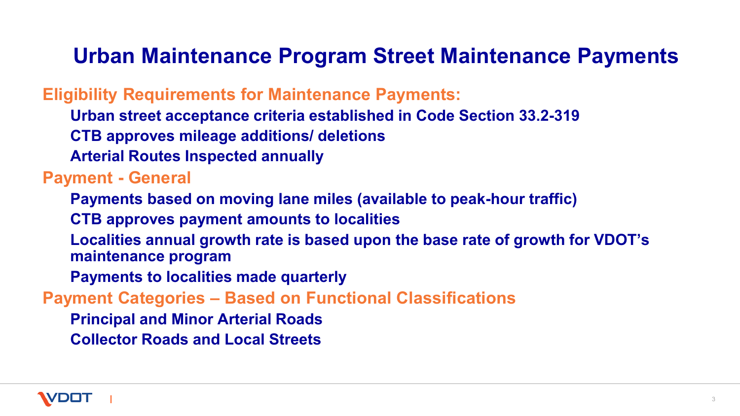# Urban Maintenance Program Street Maintenance Payments

## Eligibility Requirements for Maintenance Payments:

- Urban street acceptance criteria established in Code Section 33.2-319
- CTB approves mileage additions/ deletions
- Arterial Routes Inspected annually

## Payment - General

- Payments based on moving lane miles (available to peak-hour traffic)
- CTB approves payment amounts to localities
- Localities annual growth rate is based upon the base rate of growth for VDOT's maintenance program
- Payments to localities made quarterly

## Payment Categories – Based on Functional Classifications

- Principal and Minor Arterial Roads
- Collector Roads and Local Streets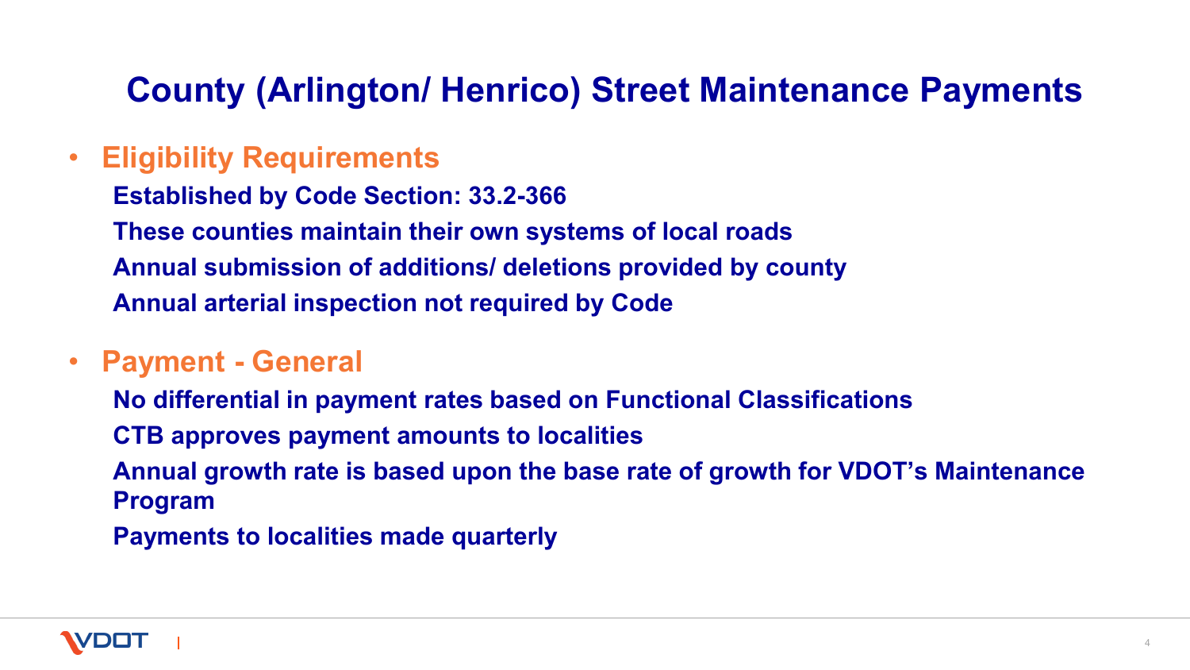# County (Arlington/ Henrico) Street Maintenance Payments

- **Eligibility Requirements**
  - **Established by Code Section: 33.2-366**
  - **These counties maintain their own systems of local roads**
  - **Annual submission of additions/ deletions provided by county**
  - **Annual arterial inspection not required by Code**

- **Payment - General**
  - **No differential in payment rates based on Functional Classifications**
  - **CTB approves payment amounts to localities**
  - **Annual growth rate is based upon the base rate of growth for VDOT's Maintenance Program**
  - **Payments to localities made quarterly**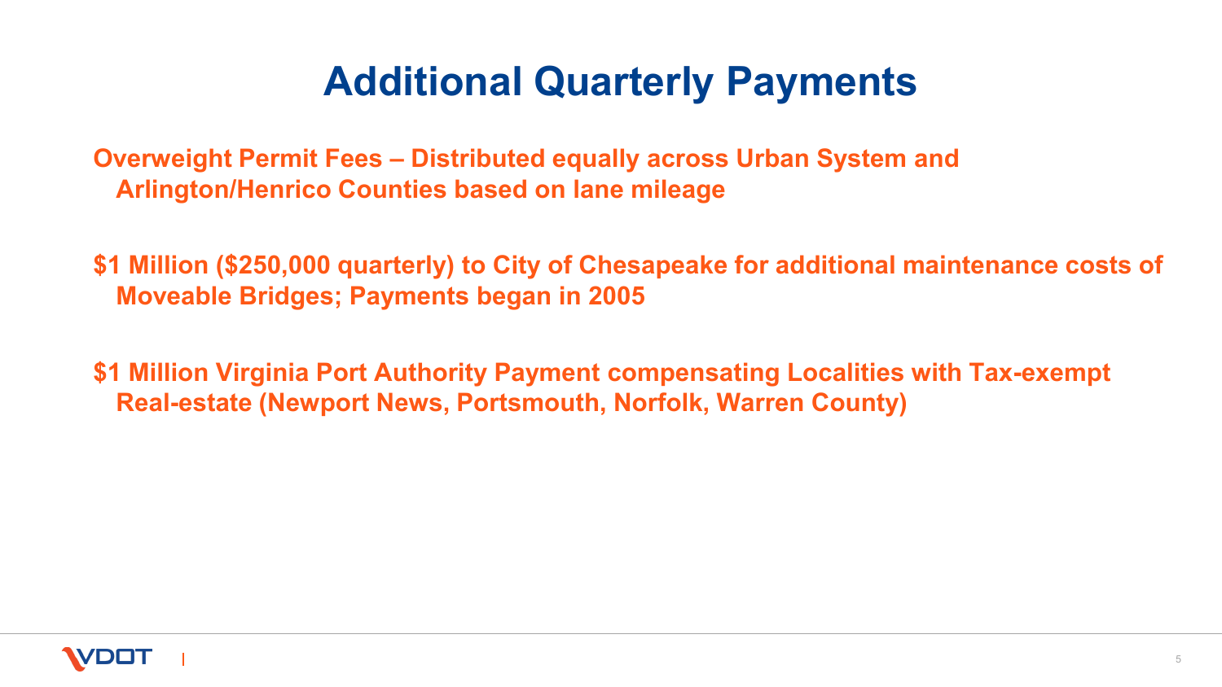# Additional Quarterly Payments

**Overweight Permit Fees – Distributed equally across Urban System and Arlington/Henrico Counties based on lane mileage**

**$1 Million ($250,000 quarterly) to City of Chesapeake for additional maintenance costs of Moveable Bridges; Payments began in 2005**

**$1 Million Virginia Port Authority Payment compensating Localities with Tax-exempt Real-estate (Newport News, Portsmouth, Norfolk, Warren County)**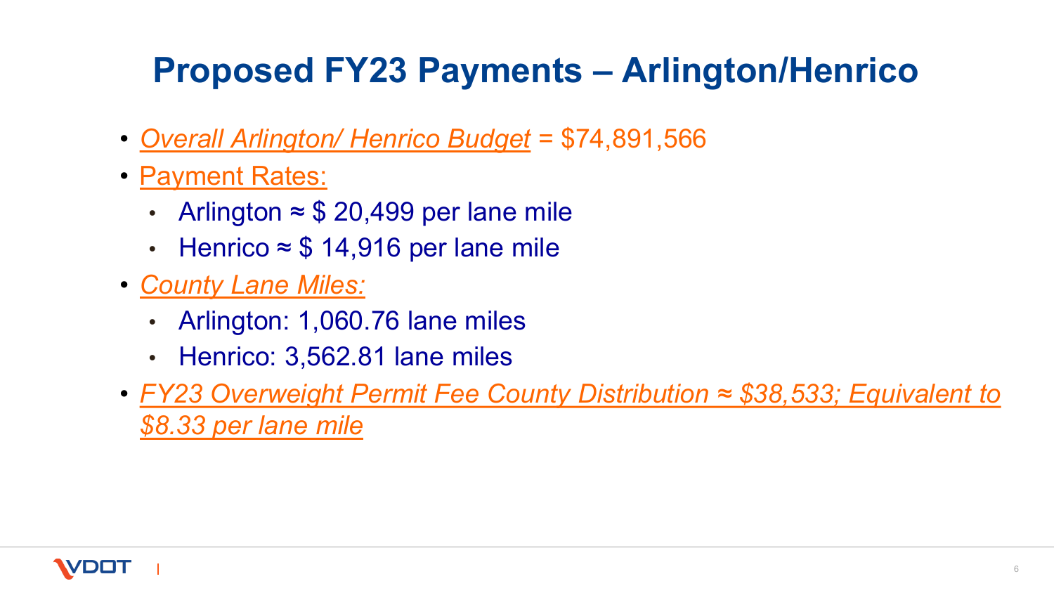# Proposed FY23 Payments – Arlington/Henrico

- *Overall Arlington/ Henrico Budget* = $74,891,566
- Payment Rates:
  - Arlington ≈ $ 20,499 per lane mile
  - Henrico ≈ $ 14,916 per lane mile
- *County Lane Miles:*
  - Arlington: 1,060.76 lane miles
  - Henrico: 3,562.81 lane miles
- *FY23 Overweight Permit Fee County Distribution ≈ $38,533; Equivalent to $8.33 per lane mile*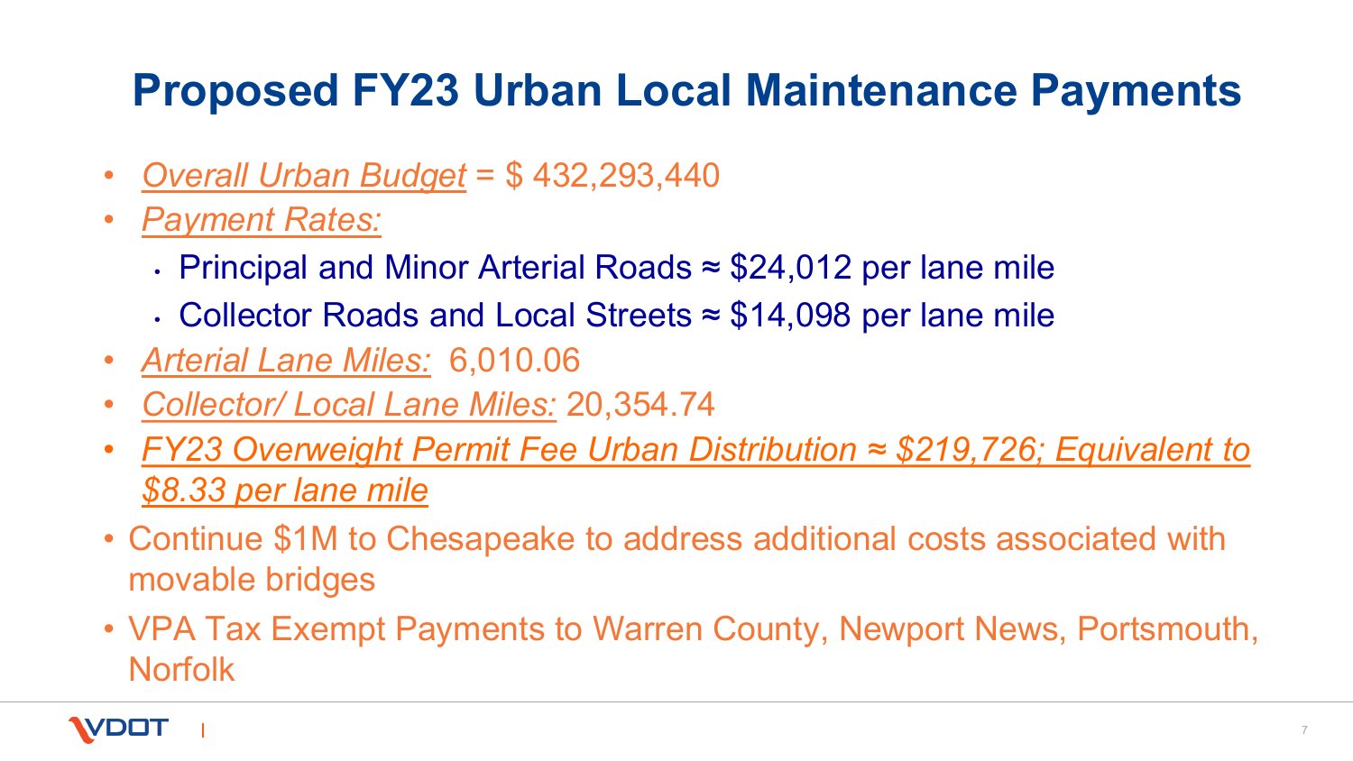# Proposed FY23 Urban Local Maintenance Payments

- *Overall Urban Budget* = $ 432,293,440
- *Payment Rates:*
  - Principal and Minor Arterial Roads ≈ $24,012 per lane mile
  - Collector Roads and Local Streets ≈ $14,098 per lane mile
- *Arterial Lane Miles:* 6,010.06
- *Collector/ Local Lane Miles:* 20,354.74
- *FY23 Overweight Permit Fee Urban Distribution ≈ $219,726; Equivalent to $8.33 per lane mile*
- Continue $1M to Chesapeake to address additional costs associated with movable bridges
- VPA Tax Exempt Payments to Warren County, Newport News, Portsmouth, Norfolk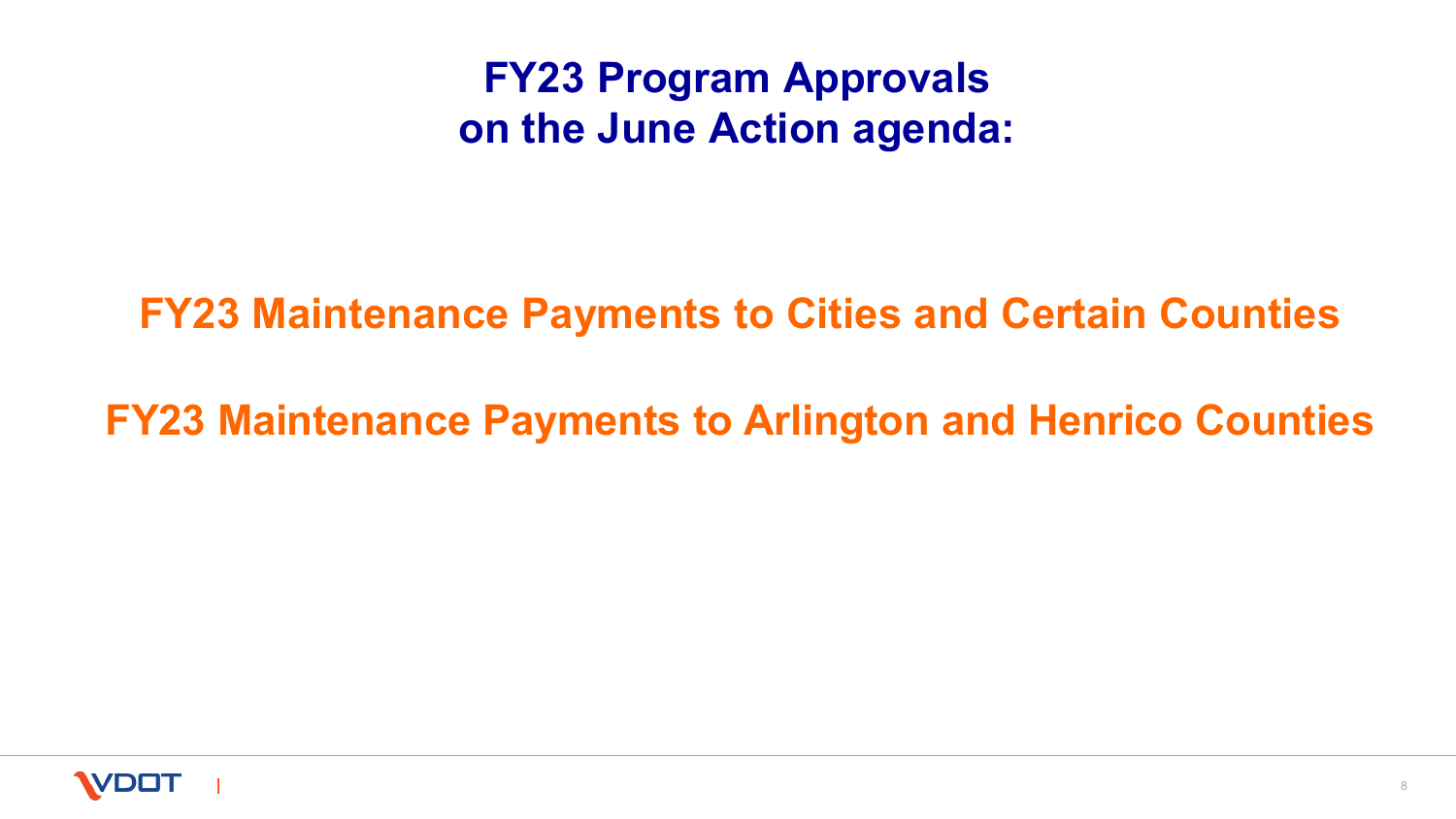# FY23 Program Approvals on the June Action agenda:

**FY23 Maintenance Payments to Cities and Certain Counties**

**FY23 Maintenance Payments to Arlington and Henrico Counties**